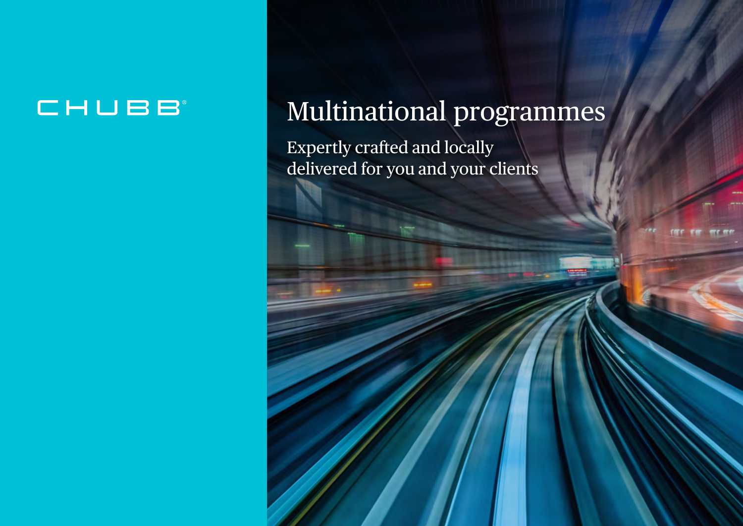CHUBB®

# Multinational programmes

Expertly crafted and locally delivered for you and your clients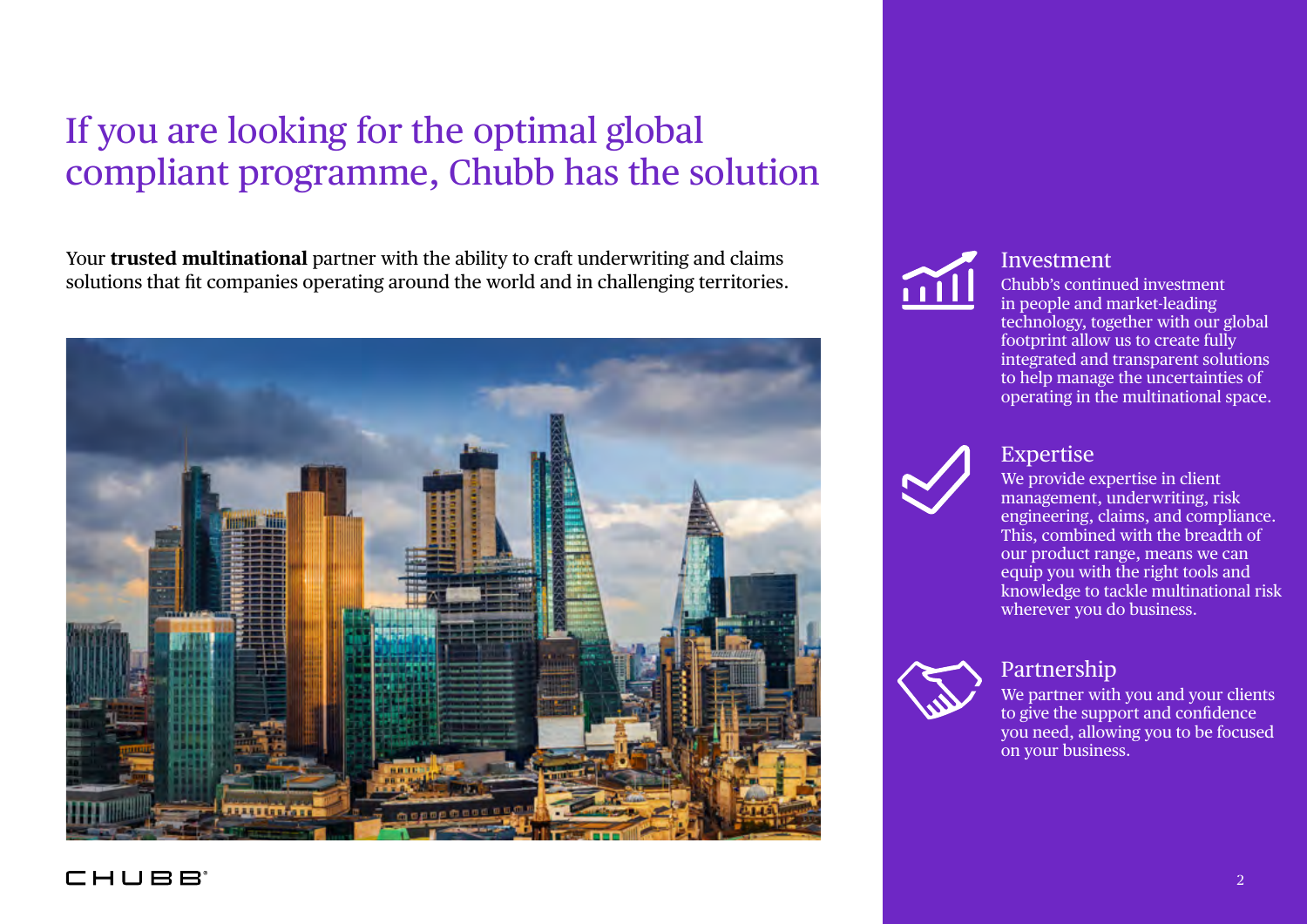# If you are looking for the optimal global compliant programme, Chubb has the solution

Your **trusted multinational** partner with the ability to craft underwriting and claims solutions that fit companies operating around the world and in challenging territories.

## Investment

Chubb's continued investment in people and market-leading technology, together with our global footprint allow us to create fully integrated and transparent solutions to help manage the uncertainties of operating in the multinational space.

## Expertise

We provide expertise in client management, underwriting, risk engineering, claims, and compliance. This, combined with the breadth of our product range, means we can equip you with the right tools and knowledge to tackle multinational risk wherever you do business.

## Partnership

We partner with you and your clients to give the support and confidence you need, allowing you to be focused on your business.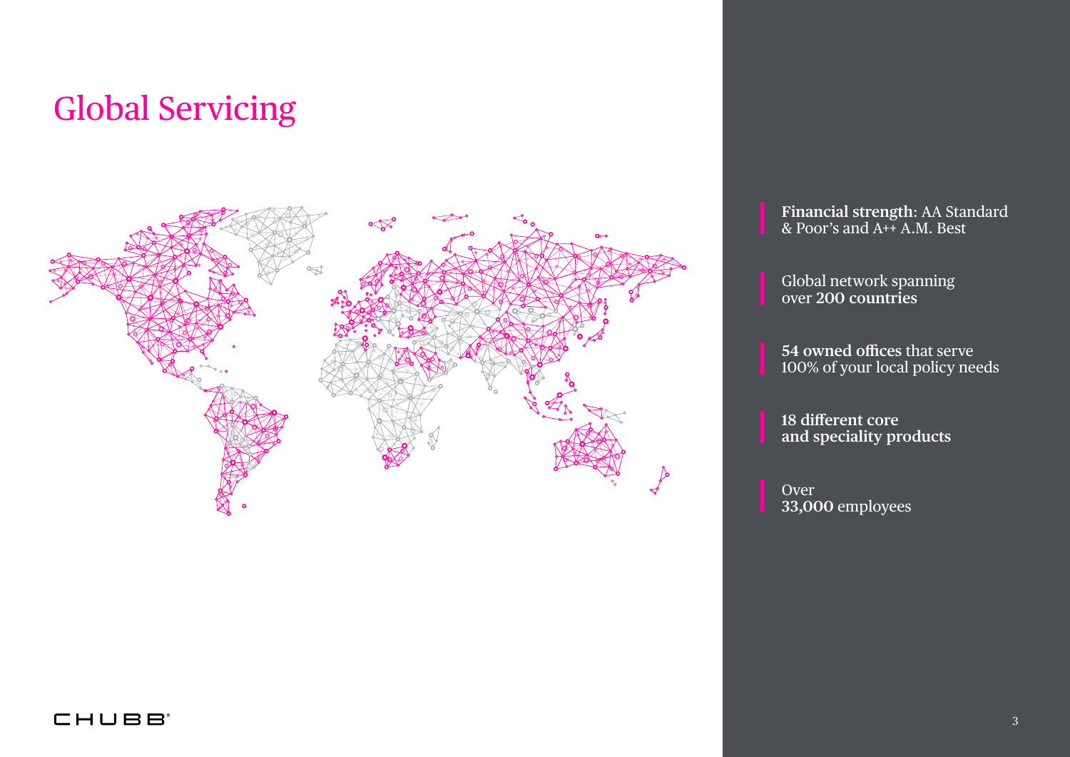# Global Servicing

**Financial strength**: AA Standard & Poor's and A++ A.M. Best

Global network spanning over **200 countries**

**54 owned offices** that serve 100% of your local policy needs

**18 different core and speciality products**

Over **33,000** employees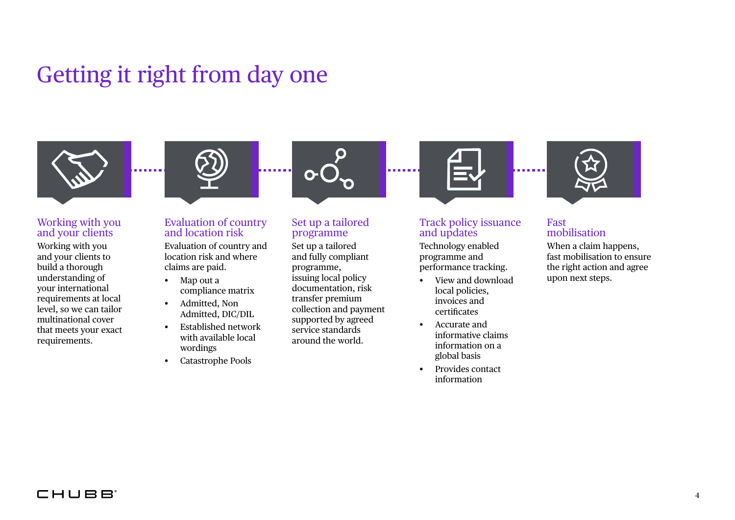# Getting it right from day one

### Working with you and your clients

Working with you and your clients to build a thorough understanding of your international requirements at local level, so we can tailor multinational cover that meets your exact requirements.

### Evaluation of country and location risk

Evaluation of country and location risk and where claims are paid.

- Map out a compliance matrix
- Admitted, Non Admitted, DIC/DIL
- Established network with available local wordings
- Catastrophe Pools

### Set up a tailored programme

Set up a tailored and fully compliant programme, issuing local policy documentation, risk transfer premium collection and payment supported by agreed service standards around the world.

### Track policy issuance and updates

Technology enabled programme and performance tracking.

- View and download local policies, invoices and certificates
- Accurate and informative claims information on a global basis
- Provides contact information

### Fast mobilisation

When a claim happens, fast mobilisation to ensure the right action and agree upon next steps.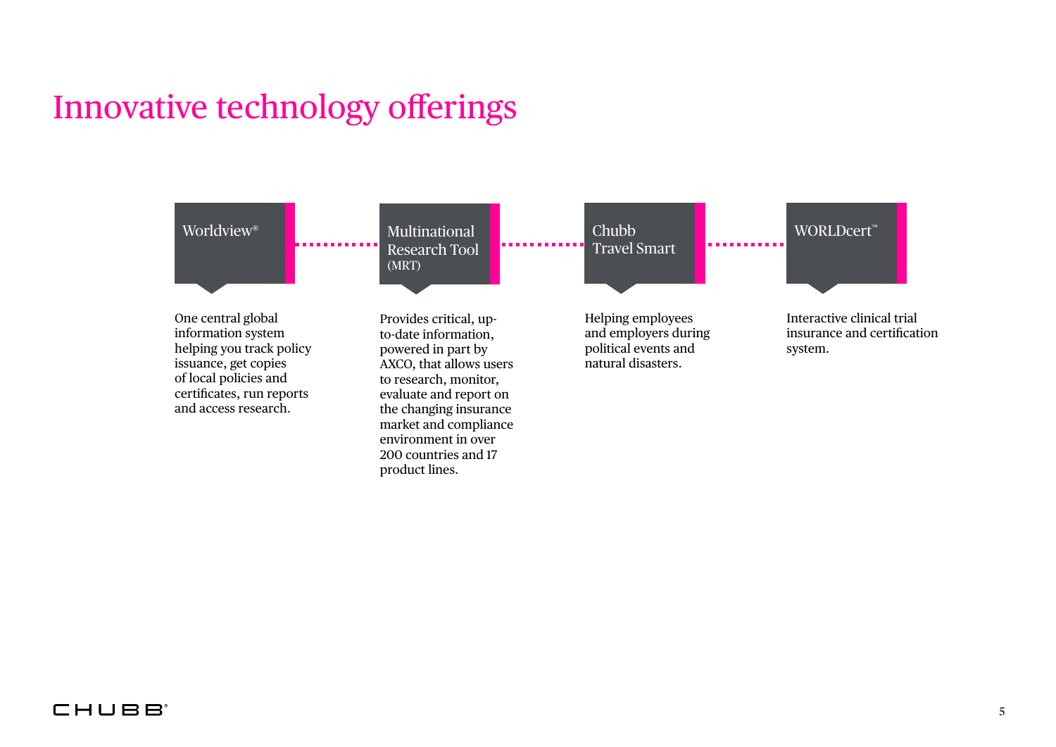# Innovative technology offerings

### Worldview®

One central global information system helping you track policy issuance, get copies of local policies and certificates, run reports and access research.

### Multinational Research Tool (MRT)

Provides critical, up-to-date information, powered in part by AXCO, that allows users to research, monitor, evaluate and report on the changing insurance market and compliance environment in over 200 countries and 17 product lines.

### Chubb Travel Smart

Helping employees and employers during political events and natural disasters.

### WORLDcert™

Interactive clinical trial insurance and certification system.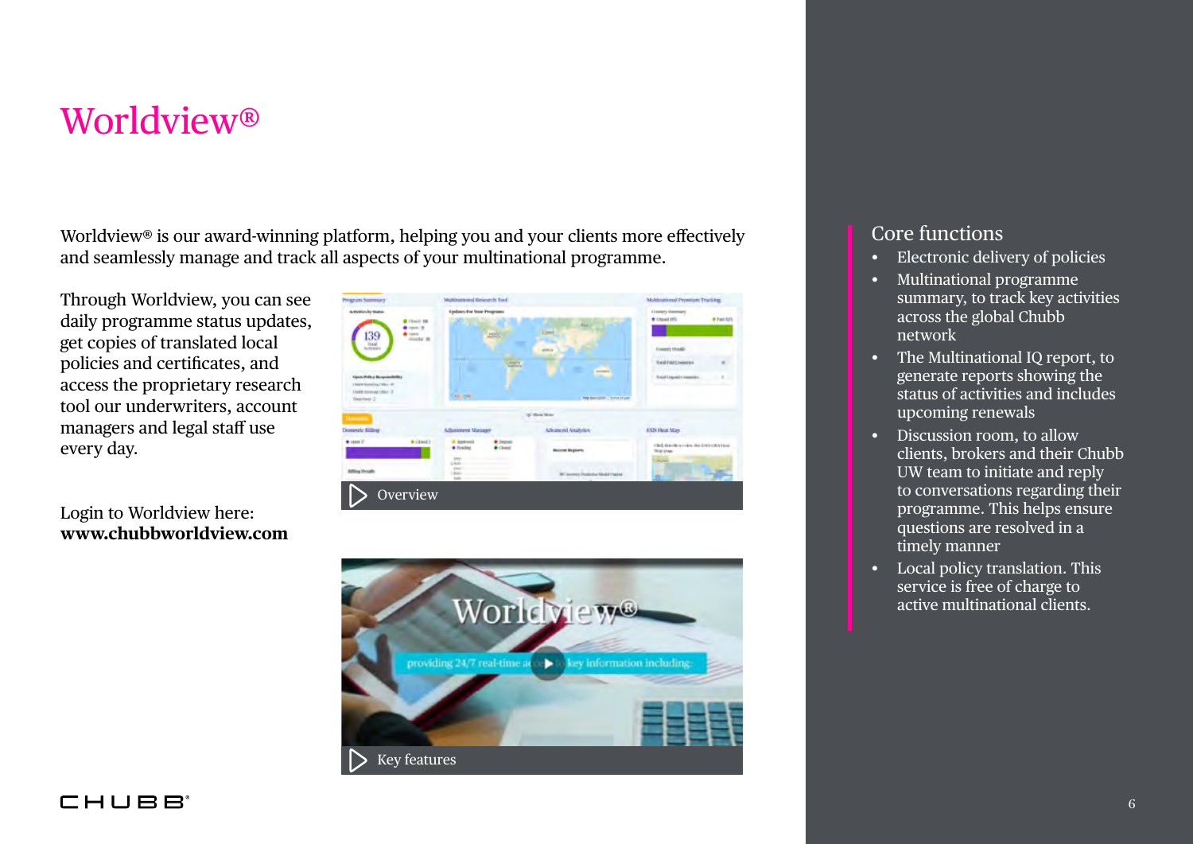# Worldview®

Worldview® is our award-winning platform, helping you and your clients more effectively and seamlessly manage and track all aspects of your multinational programme.

Through Worldview, you can see daily programme status updates, get copies of translated local policies and certificates, and access the proprietary research tool our underwriters, account managers and legal staff use every day.

Overview

Login to Worldview here:
**www.chubbworldview.com**

Key features

## Core functions

- Electronic delivery of policies
- Multinational programme summary, to track key activities across the global Chubb network
- The Multinational IQ report, to generate reports showing the status of activities and includes upcoming renewals
- Discussion room, to allow clients, brokers and their Chubb UW team to initiate and reply to conversations regarding their programme. This helps ensure questions are resolved in a timely manner
- Local policy translation. This service is free of charge to active multinational clients.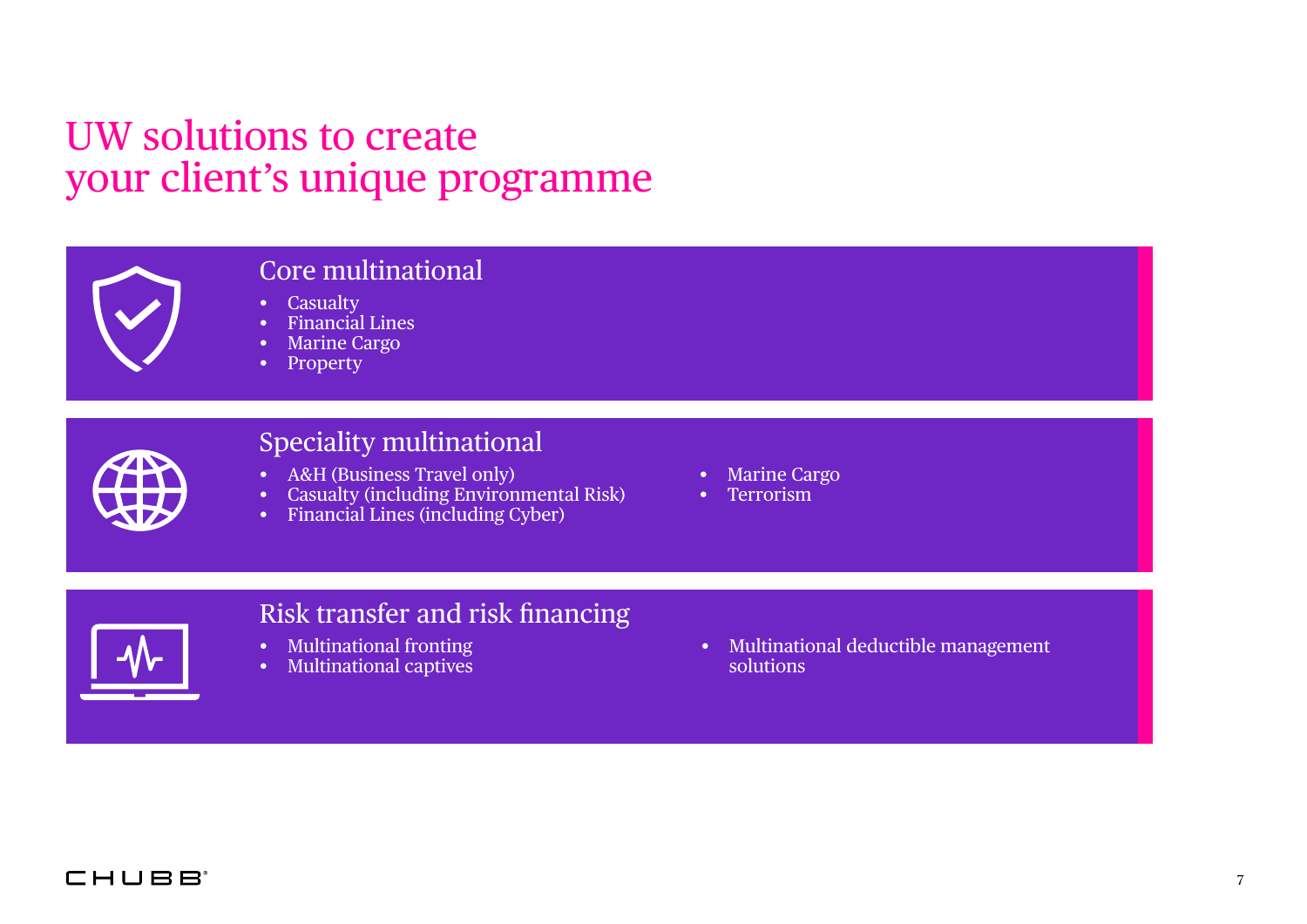# UW solutions to create your client's unique programme

## Core multinational

- Casualty
- Financial Lines
- Marine Cargo
- Property

## Speciality multinational

- A&H (Business Travel only)
- Casualty (including Environmental Risk)
- Financial Lines (including Cyber)
- Marine Cargo
- Terrorism

## Risk transfer and risk financing

- Multinational fronting
- Multinational captives
- Multinational deductible management solutions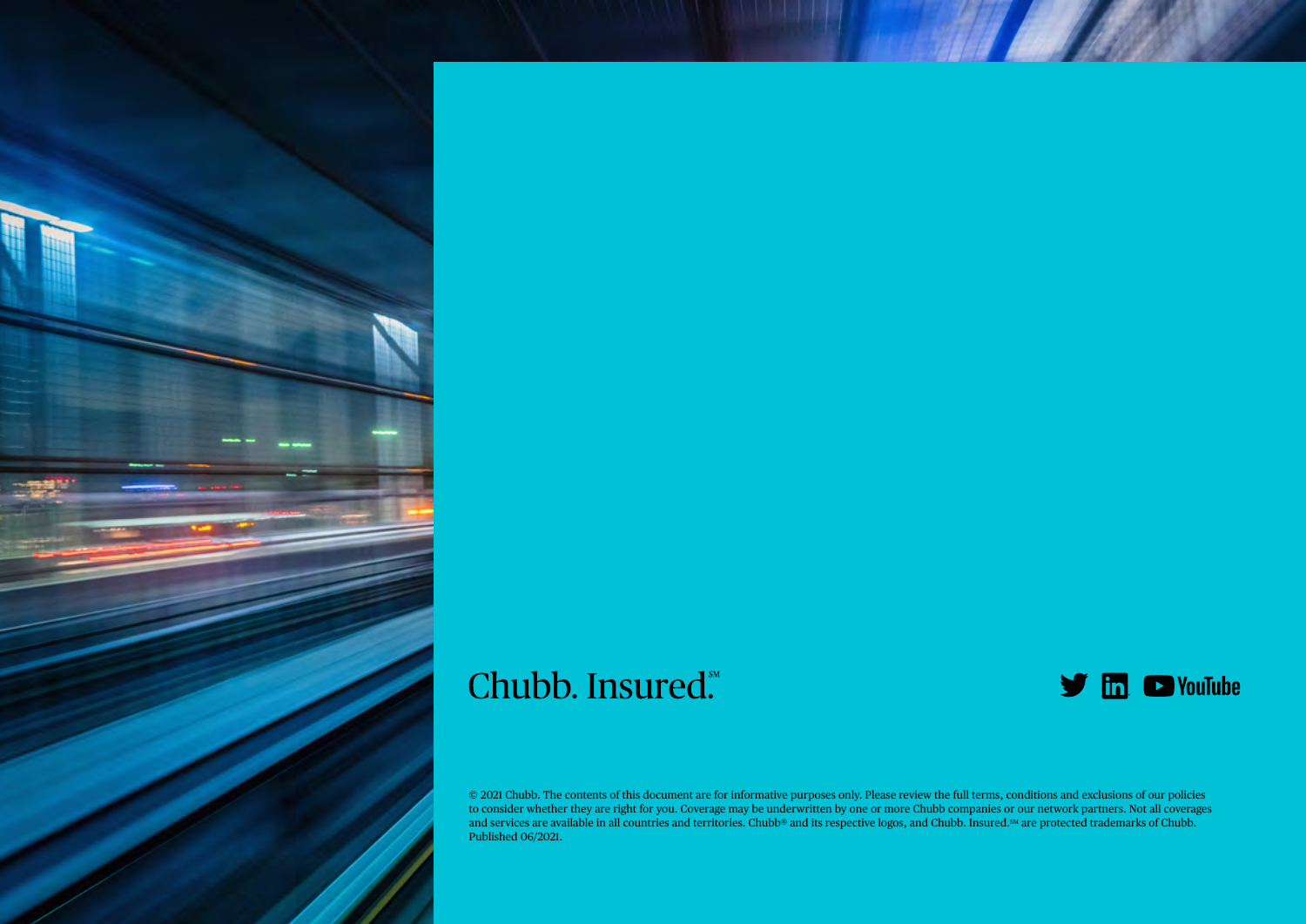Chubb. Insured.℠

© 2021 Chubb. The contents of this document are for informative purposes only. Please review the full terms, conditions and exclusions of our policies to consider whether they are right for you. Coverage may be underwritten by one or more Chubb companies or our network partners. Not all coverages and services are available in all countries and territories. Chubb® and its respective logos, and Chubb. Insured.℠ are protected trademarks of Chubb. Published 06/2021.